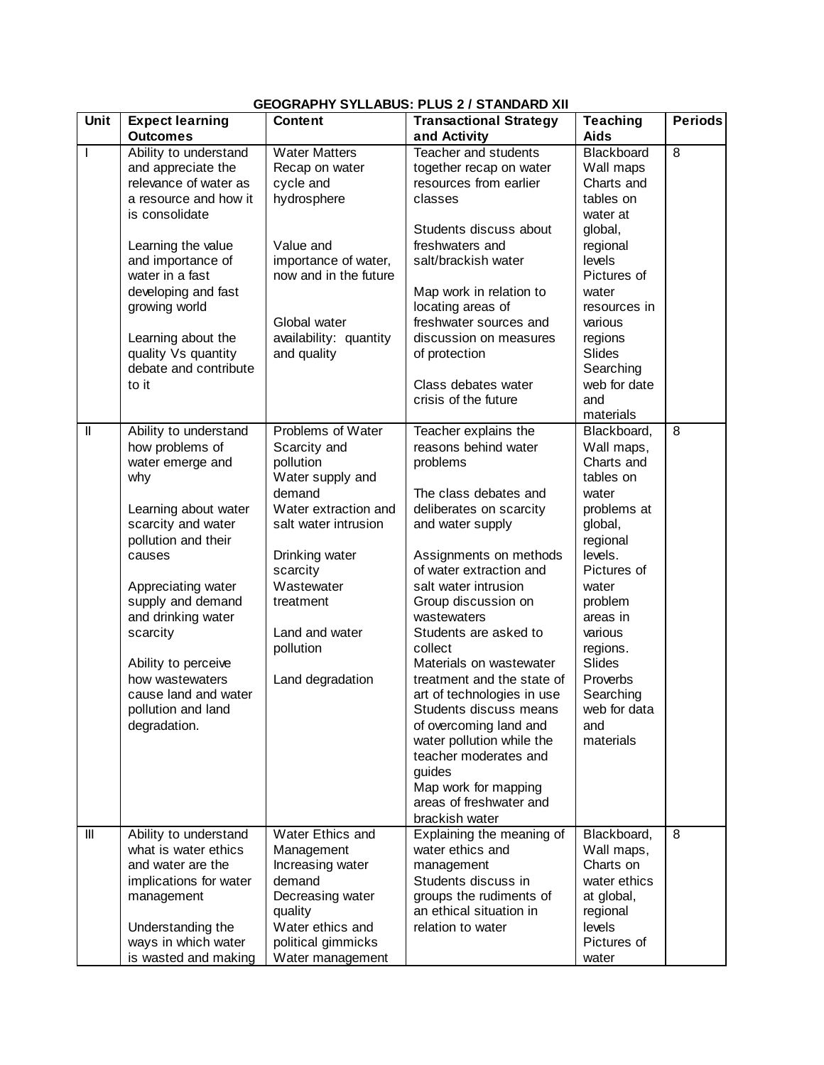**GEOGRAPHY SYLLABUS: PLUS 2 / STANDARD XII**

| Unit | Expect learning Outcomes | Content | Transactional Strategy and Activity | Teaching Aids | Periods |
|---|---|---|---|---|---|
| I | Ability to understand and appreciate the relevance of water as a resource and how it is consolidate<br><br>Learning the value and importance of water in a fast developing and fast growing world<br><br>Learning about the quality Vs quantity debate and contribute to it | Water Matters<br>Recap on water cycle and hydrosphere<br><br>Value and importance of water, now and in the future<br><br>Global water availability: quantity and quality | Teacher and students together recap on water resources from earlier classes<br><br>Students discuss about freshwaters and salt/brackish water<br><br>Map work in relation to locating areas of freshwater sources and discussion on measures of protection<br><br>Class debates water crisis of the future | Blackboard<br>Wall maps<br>Charts and tables on water at global, regional levels<br>Pictures of water resources in various regions<br>Slides<br>Searching web for date and materials | 8 |
| II | Ability to understand how problems of water emerge and why<br><br>Learning about water scarcity and water pollution and their causes<br><br>Appreciating water supply and demand and drinking water scarcity<br><br>Ability to perceive how wastewaters cause land and water pollution and land degradation. | Problems of Water Scarcity and pollution<br>Water supply and demand<br>Water extraction and salt water intrusion<br><br>Drinking water scarcity<br>Wastewater treatment<br><br>Land and water pollution<br><br>Land degradation | Teacher explains the reasons behind water problems<br><br>The class debates and deliberates on scarcity and water supply<br><br>Assignments on methods of water extraction and salt water intrusion<br>Group discussion on wastewaters<br>Students are asked to collect<br>Materials on wastewater treatment and the state of art of technologies in use<br>Students discuss means of overcoming land and water pollution while the teacher moderates and guides<br>Map work for mapping areas of freshwater and brackish water | Blackboard,<br>Wall maps,<br>Charts and tables on water problems at global, regional levels.<br>Pictures of water problem areas in various regions.<br>Slides<br>Proverbs<br>Searching web for data and materials | 8 |
| III | Ability to understand what is water ethics and water are the implications for water management<br><br>Understanding the ways in which water is wasted and making | Water Ethics and Management<br>Increasing water demand<br>Decreasing water quality<br>Water ethics and political gimmicks<br>Water management | Explaining the meaning of water ethics and management<br>Students discuss in groups the rudiments of an ethical situation in relation to water | Blackboard,<br>Wall maps,<br>Charts on water ethics at global, regional levels<br>Pictures of water | 8 |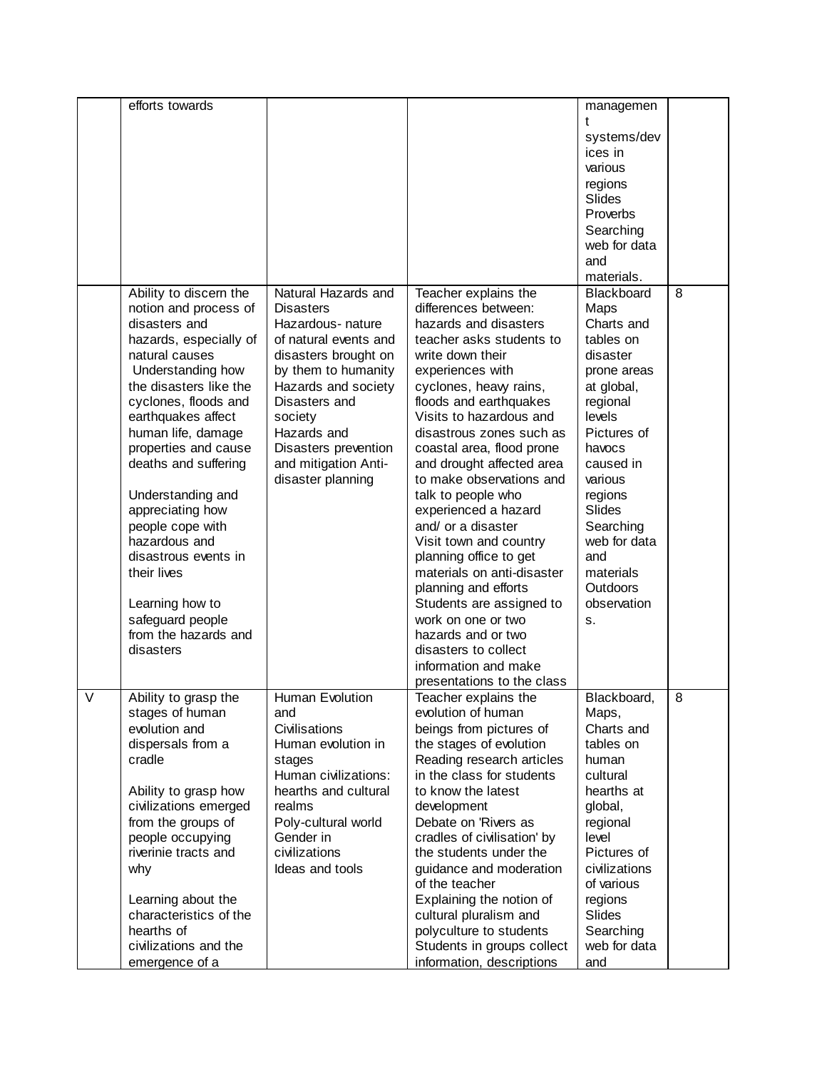| | | | | | |
|---|---|---|---|---|---|
| | efforts towards | | | management systems/devices in various regions Slides Proverbs Searching web for data and materials. | |
| | Ability to discern the notion and process of disasters and hazards, especially of natural causes<br>Understanding how the disasters like the cyclones, floods and earthquakes affect human life, damage properties and cause deaths and suffering<br><br>Understanding and appreciating how people cope with hazardous and disastrous events in their lives<br><br>Learning how to safeguard people from the hazards and disasters | Natural Hazards and Disasters<br>Hazardous- nature of natural events and disasters brought on by them to humanity<br>Hazards and society<br>Disasters and society<br>Hazards and Disasters prevention and mitigation Anti-disaster planning | Teacher explains the differences between: hazards and disasters<br>teacher asks students to write down their experiences with cyclones, heavy rains, floods and earthquakes<br>Visits to hazardous and disastrous zones such as coastal area, flood prone and drought affected area to make observations and talk to people who experienced a hazard and/ or a disaster<br>Visit town and country planning office to get materials on anti-disaster planning and efforts<br>Students are assigned to work on one or two hazards and or two disasters to collect information and make presentations to the class | Blackboard Maps Charts and tables on disaster prone areas at global, regional levels Pictures of havocs caused in various regions Slides Searching web for data and materials Outdoors observations. | 8 |
| V | Ability to grasp the stages of human evolution and dispersals from a cradle<br><br>Ability to grasp how civilizations emerged from the groups of people occupying riverinie tracts and why<br><br>Learning about the characteristics of the hearths of civilizations and the emergence of a | Human Evolution and Civilisations<br>Human evolution in stages<br>Human civilizations: hearths and cultural realms<br>Poly-cultural world<br>Gender in civilizations<br>Ideas and tools | Teacher explains the evolution of human beings from pictures of the stages of evolution<br>Reading research articles in the class for students to know the latest development<br>Debate on 'Rivers as cradles of civilisation' by the students under the guidance and moderation of the teacher<br>Explaining the notion of cultural pluralism and polyculture to students<br>Students in groups collect information, descriptions | Blackboard, Maps, Charts and tables on human cultural hearths at global, regional level Pictures of civilizations of various regions Slides Searching web for data and | 8 |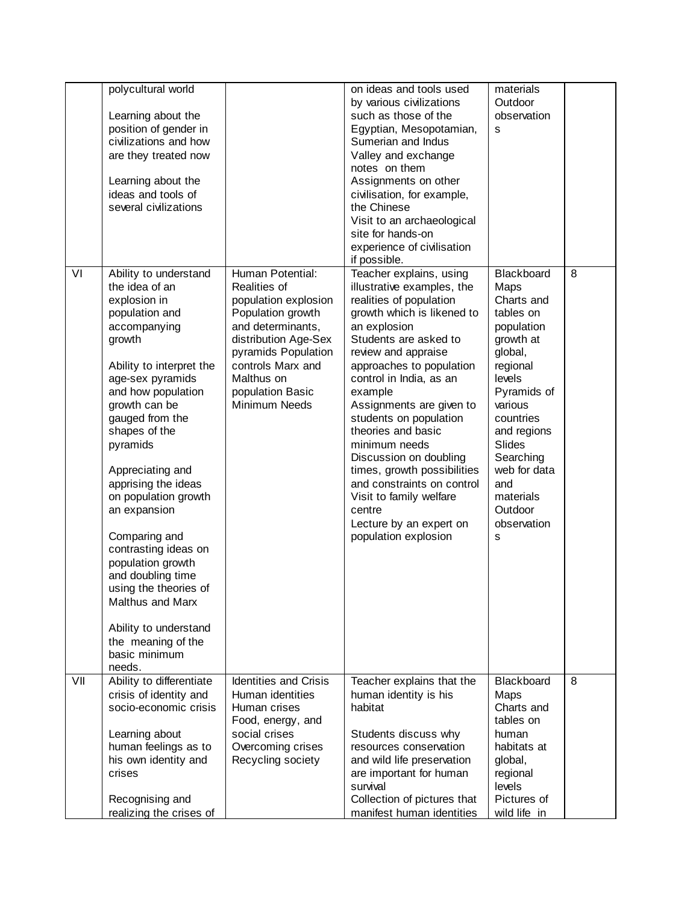| | | | | | |
|---|---|---|---|---|---|
| | polycultural world<br><br>Learning about the position of gender in civilizations and how are they treated now<br><br>Learning about the ideas and tools of several civilizations | | on ideas and tools used by various civilizations such as those of the Egyptian, Mesopotamian, Sumerian and Indus Valley and exchange notes on them<br>Assignments on other civilisation, for example, the Chinese<br>Visit to an archaeological site for hands-on experience of civilisation if possible. | materials<br>Outdoor observations | |
| VI | Ability to understand the idea of an explosion in population and accompanying growth<br><br>Ability to interpret the age-sex pyramids and how population growth can be gauged from the shapes of the pyramids<br><br>Appreciating and apprising the ideas on population growth an expansion<br><br>Comparing and contrasting ideas on population growth and doubling time using the theories of Malthus and Marx<br><br>Ability to understand the meaning of the basic minimum needs. | Human Potential: Realities of population explosion Population growth and determinants, distribution Age-Sex pyramids Population controls Marx and Malthus on population Basic Minimum Needs | Teacher explains, using illustrative examples, the realities of population growth which is likened to an explosion<br>Students are asked to review and appraise approaches to population control in India, as an example<br>Assignments are given to students on population theories and basic minimum needs<br>Discussion on doubling times, growth possibilities and constraints on control<br>Visit to family welfare centre<br>Lecture by an expert on population explosion | Blackboard<br>Maps<br>Charts and tables on population growth at global, regional levels<br>Pyramids of various countries and regions<br>Slides<br>Searching web for data and materials<br>Outdoor observations | 8 |
| VII | Ability to differentiate crisis of identity and socio-economic crisis<br><br>Learning about human feelings as to his own identity and crises<br><br>Recognising and realizing the crises of | Identities and Crisis<br>Human identities<br>Human crises<br>Food, energy, and social crises<br>Overcoming crises<br>Recycling society | Teacher explains that the human identity is his habitat<br><br>Students discuss why resources conservation and wild life preservation are important for human survival<br>Collection of pictures that manifest human identities | Blackboard<br>Maps<br>Charts and tables on human habitats at global, regional levels<br>Pictures of wild life in | 8 |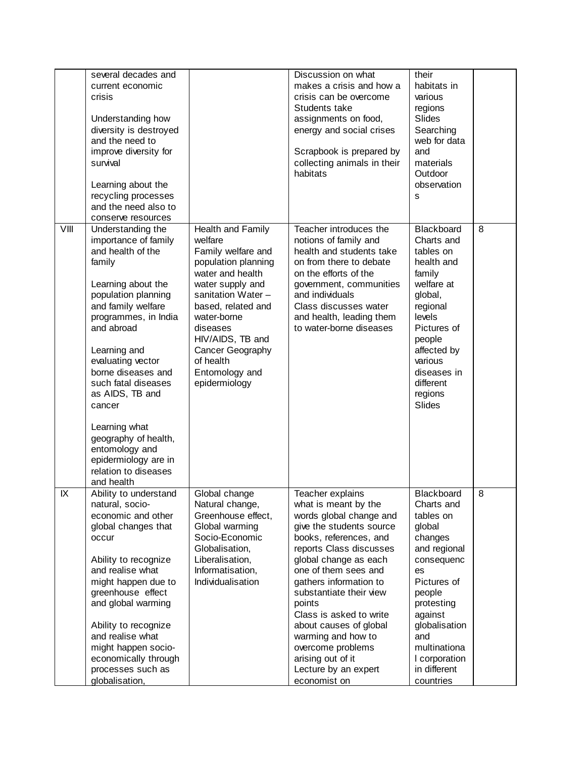| | | | | | |
|---|---|---|---|---|---|
| | several decades and current economic crisis<br><br>Understanding how diversity is destroyed and the need to improve diversity for survival<br><br>Learning about the recycling processes and the need also to conserve resources | | Discussion on what makes a crisis and how a crisis can be overcome Students take assignments on food, energy and social crises<br><br>Scrapbook is prepared by collecting animals in their habitats | their habitats in various regions Slides Searching web for data and materials Outdoor observations | |
| VIII | Understanding the importance of family and health of the family<br><br>Learning about the population planning and family welfare programmes, in India and abroad<br><br>Learning and evaluating vector borne diseases and such fatal diseases as AIDS, TB and cancer<br><br>Learning what geography of health, entomology and epidermiology are in relation to diseases and health | Health and Family welfare Family welfare and population planning water and health water supply and sanitation Water – based, related and water-borne diseases HIV/AIDS, TB and Cancer Geography of health Entomology and epidermiology | Teacher introduces the notions of family and health and students take on from there to debate on the efforts of the government, communities and individuals Class discusses water and health, leading them to water-borne diseases | Blackboard Charts and tables on health and family welfare at global, regional levels Pictures of people affected by various diseases in different regions Slides | 8 |
| IX | Ability to understand natural, socio-economic and other global changes that occur<br><br>Ability to recognize and realise what might happen due to greenhouse effect and global warming<br><br>Ability to recognize and realise what might happen socio-economically through processes such as globalisation, | Global change Natural change, Greenhouse effect, Global warming Socio-Economic Globalisation, Liberalisation, Informatisation, Individualisation | Teacher explains what is meant by the words global change and give the students source books, references, and reports Class discusses global change as each one of them sees and gathers information to substantiate their view points Class is asked to write about causes of global warming and how to overcome problems arising out of it Lecture by an expert economist on | Blackboard Charts and tables on global changes and regional consequences Pictures of people protesting against globalisation and multinational corporation in different countries | 8 |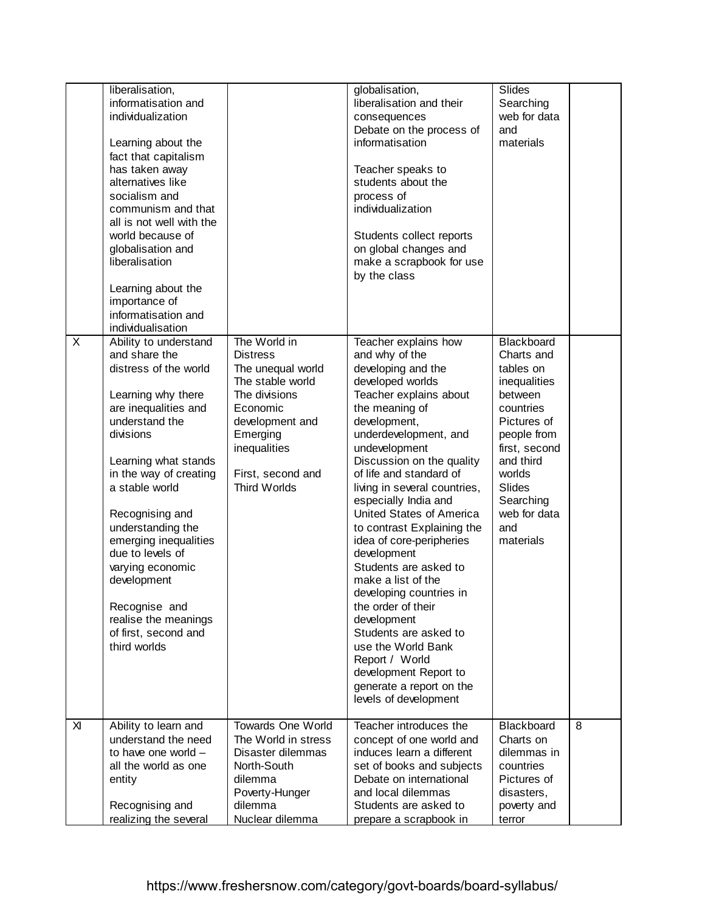| | | | | | |
|---|---|---|---|---|---|
| | liberalisation, informatisation and individualization<br><br>Learning about the fact that capitalism has taken away alternatives like socialism and communism and that all is not well with the world because of globalisation and liberalisation<br><br>Learning about the importance of informatisation and individualisation | | globalisation, liberalisation and their consequences<br>Debate on the process of informatisation<br><br>Teacher speaks to students about the process of individualization<br><br>Students collect reports on global changes and make a scrapbook for use by the class | Slides<br>Searching web for data and materials | |
| X | Ability to understand and share the distress of the world<br><br>Learning why there are inequalities and understand the divisions<br><br>Learning what stands in the way of creating a stable world<br><br>Recognising and understanding the emerging inequalities due to levels of varying economic development<br><br>Recognise and realise the meanings of first, second and third worlds | The World in Distress<br>The unequal world<br>The stable world<br>The divisions<br>Economic development and Emerging inequalities<br><br>First, second and Third Worlds | Teacher explains how and why of the developing and the developed worlds<br>Teacher explains about the meaning of development, underdevelopment, and undevelopment<br>Discussion on the quality of life and standard of living in several countries, especially India and United States of America to contrast Explaining the idea of core-peripheries development<br>Students are asked to make a list of the developing countries in the order of their development<br>Students are asked to use the World Bank Report / World development Report to generate a report on the levels of development | Blackboard<br>Charts and tables on inequalities between countries<br>Pictures of people from first, second and third worlds<br>Slides<br>Searching web for data and materials | |
| XI | Ability to learn and understand the need to have one world – all the world as one entity<br><br>Recognising and realizing the several | Towards One World<br>The World in stress<br>Disaster dilemmas<br>North-South dilemma<br>Poverty-Hunger dilemma<br>Nuclear dilemma | Teacher introduces the concept of one world and induces learn a different set of books and subjects<br>Debate on international and local dilemmas<br>Students are asked to prepare a scrapbook in | Blackboard<br>Charts on dilemmas in countries<br>Pictures of disasters, poverty and terror | 8 |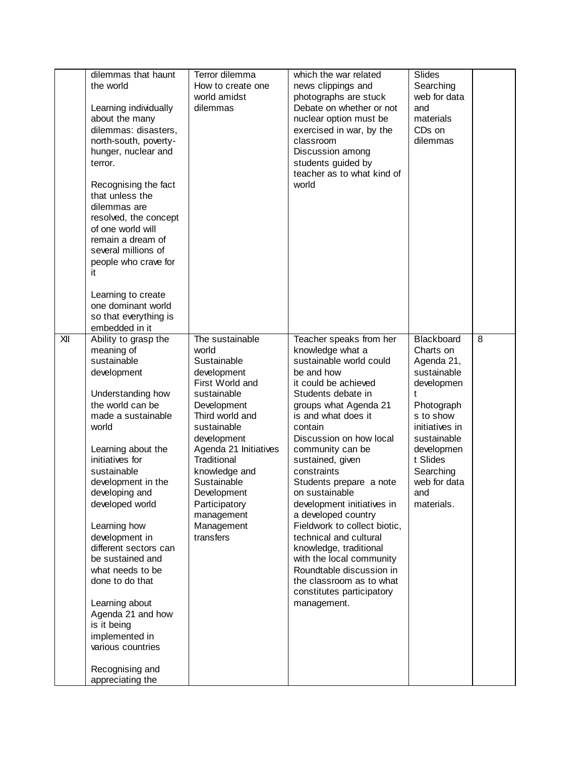| | | | | | |
|---|---|---|---|---|---|
| | dilemmas that haunt the world<br><br>Learning individually about the many dilemmas: disasters, north-south, poverty-hunger, nuclear and terror.<br><br>Recognising the fact that unless the dilemmas are resolved, the concept of one world will remain a dream of several millions of people who crave for it<br><br>Learning to create one dominant world so that everything is embedded in it | Terror dilemma<br>How to create one world amidst dilemmas | which the war related news clippings and photographs are stuck<br>Debate on whether or not nuclear option must be exercised in war, by the classroom<br>Discussion among students guided by teacher as to what kind of world | Slides<br>Searching web for data and materials<br>CDs on dilemmas | |
| XII | Ability to grasp the meaning of sustainable development<br><br>Understanding how the world can be made a sustainable world<br><br>Learning about the initiatives for sustainable development in the developing and developed world<br><br>Learning how development in different sectors can be sustained and what needs to be done to do that<br><br>Learning about Agenda 21 and how is it being implemented in various countries<br><br>Recognising and appreciating the | The sustainable world<br>Sustainable development<br>First World and sustainable Development<br>Third world and sustainable development<br>Agenda 21 Initiatives<br>Traditional knowledge and Sustainable Development<br>Participatory management<br>Management transfers | Teacher speaks from her knowledge what a sustainable world could be and how it could be achieved<br>Students debate in groups what Agenda 21 is and what does it contain<br>Discussion on how local community can be sustained, given constraints<br>Students prepare a note on sustainable development initiatives in a developed country<br>Fieldwork to collect biotic, technical and cultural knowledge, traditional with the local community<br>Roundtable discussion in the classroom as to what constitutes participatory management. | Blackboard<br>Charts on Agenda 21, sustainable development<br>Photographs to show initiatives in sustainable development Slides<br>Searching web for data and materials. | 8 |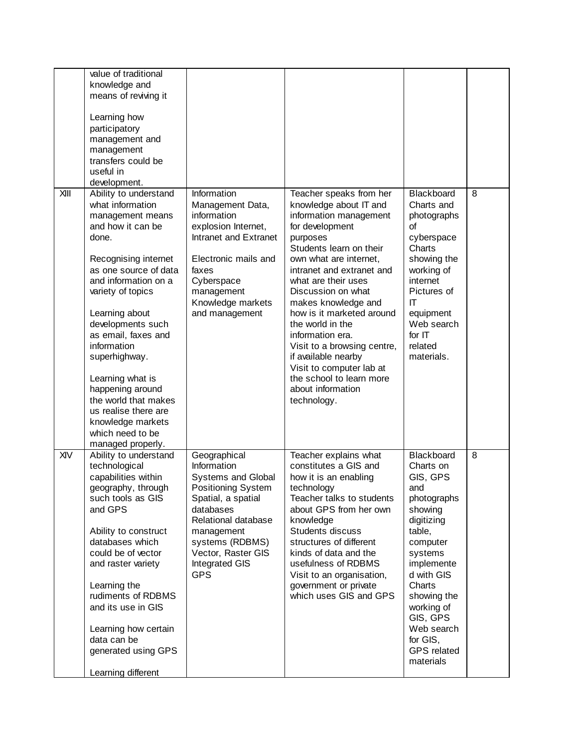| | | | | | |
|---|---|---|---|---|---|
| | value of traditional knowledge and means of reviving it<br><br>Learning how participatory management and management transfers could be useful in development. | | | | |
| XIII | Ability to understand what information management means and how it can be done.<br><br>Recognising internet as one source of data and information on a variety of topics<br><br>Learning about developments such as email, faxes and information superhighway.<br><br>Learning what is happening around the world that makes us realise there are knowledge markets which need to be managed properly. | Information Management Data, information explosion Internet, Intranet and Extranet<br><br>Electronic mails and faxes<br>Cyberspace management<br>Knowledge markets and management | Teacher speaks from her knowledge about IT and information management for development purposes<br>Students learn on their own what are internet, intranet and extranet and what are their uses<br>Discussion on what makes knowledge and how is it marketed around the world in the information era.<br>Visit to a browsing centre, if available nearby<br>Visit to computer lab at the school to learn more about information technology. | Blackboard<br>Charts and photographs of cyberspace<br>Charts showing the working of internet<br>Pictures of IT equipment<br>Web search for IT related materials. | 8 |
| XIV | Ability to understand technological capabilities within geography, through such tools as GIS and GPS<br><br>Ability to construct databases which could be of vector and raster variety<br><br>Learning the rudiments of RDBMS and its use in GIS<br><br>Learning how certain data can be generated using GPS<br><br>Learning different | Geographical Information Systems and Global Positioning System<br>Spatial, a spatial databases<br>Relational database management systems (RDBMS)<br>Vector, Raster GIS<br>Integrated GIS<br>GPS | Teacher explains what constitutes a GIS and how it is an enabling technology<br>Teacher talks to students about GPS from her own knowledge<br>Students discuss structures of different kinds of data and the usefulness of RDBMS<br>Visit to an organisation, government or private which uses GIS and GPS | Blackboard<br>Charts on GIS, GPS and photographs showing digitizing table, computer systems implemented with GIS<br>Charts showing the working of GIS, GPS<br>Web search for GIS, GPS related materials | 8 |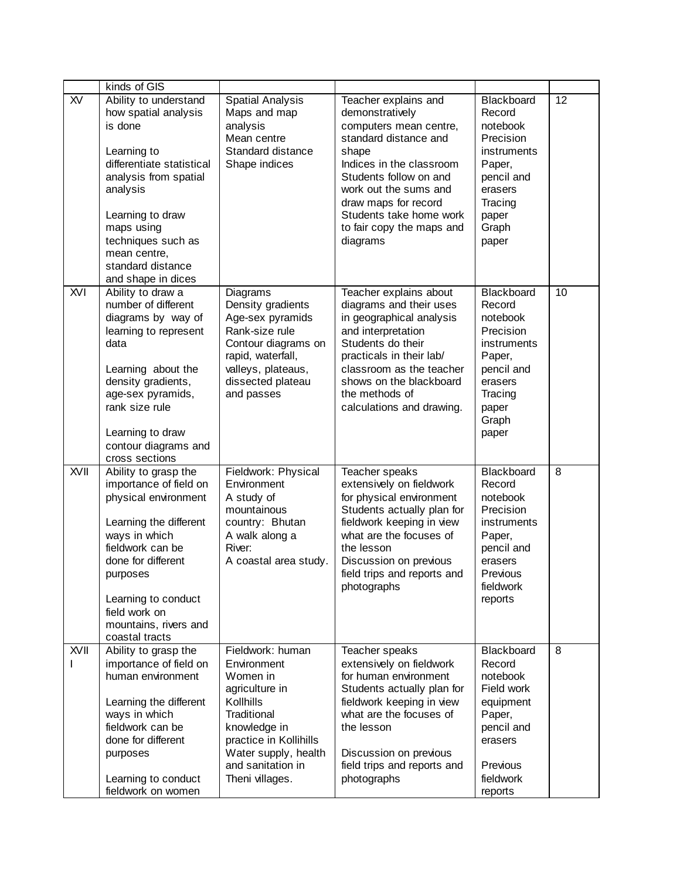| | | | | | |
|---|---|---|---|---|---|
| | kinds of GIS | | | | |
| XV | Ability to understand how spatial analysis is done<br><br>Learning to differentiate statistical analysis from spatial analysis<br><br>Learning to draw maps using techniques such as mean centre, standard distance and shape in dices | Spatial Analysis<br>Maps and map analysis<br>Mean centre<br>Standard distance<br>Shape indices | Teacher explains and demonstratively computers mean centre, standard distance and shape<br>Indices in the classroom<br>Students follow on and work out the sums and draw maps for record<br>Students take home work to fair copy the maps and diagrams | Blackboard<br>Record notebook<br>Precision instruments<br>Paper, pencil and erasers<br>Tracing paper<br>Graph paper | 12 |
| XVI | Ability to draw a number of different diagrams by way of learning to represent data<br><br>Learning about the density gradients, age-sex pyramids, rank size rule<br><br>Learning to draw contour diagrams and cross sections | Diagrams<br>Density gradients<br>Age-sex pyramids<br>Rank-size rule<br>Contour diagrams on rapid, waterfall, valleys, plateaus, dissected plateau and passes | Teacher explains about diagrams and their uses in geographical analysis and interpretation<br>Students do their practicals in their lab/ classroom as the teacher shows on the blackboard the methods of calculations and drawing. | Blackboard<br>Record notebook<br>Precision instruments<br>Paper, pencil and erasers<br>Tracing paper<br>Graph paper | 10 |
| XVII | Ability to grasp the importance of field on physical environment<br><br>Learning the different ways in which fieldwork can be done for different purposes<br><br>Learning to conduct field work on mountains, rivers and coastal tracts | Fieldwork: Physical Environment<br>A study of mountainous country: Bhutan<br>A walk along a River:<br>A coastal area study. | Teacher speaks extensively on fieldwork for physical environment<br>Students actually plan for fieldwork keeping in view what are the focuses of the lesson<br>Discussion on previous field trips and reports and photographs | Blackboard<br>Record notebook<br>Precision instruments<br>Paper, pencil and erasers<br>Previous fieldwork reports | 8 |
| XVIII | Ability to grasp the importance of field on human environment<br><br>Learning the different ways in which fieldwork can be done for different purposes<br><br>Learning to conduct fieldwork on women | Fieldwork: human Environment<br>Women in agriculture in Kollhills<br>Traditional knowledge in practice in Kollihills<br>Water supply, health and sanitation in Theni villages. | Teacher speaks extensively on fieldwork for human environment<br>Students actually plan for fieldwork keeping in view what are the focuses of the lesson<br><br>Discussion on previous field trips and reports and photographs | Blackboard<br>Record notebook<br>Field work equipment<br>Paper, pencil and erasers<br><br>Previous fieldwork reports | 8 |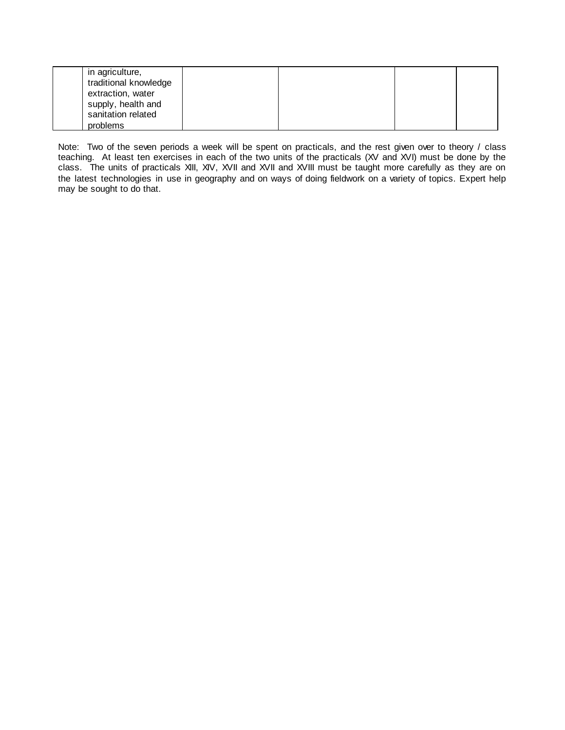| | | | | | |
|---|---|---|---|---|---|
| | in agriculture, traditional knowledge extraction, water supply, health and sanitation related problems | | | | |

Note: Two of the seven periods a week will be spent on practicals, and the rest given over to theory / class teaching. At least ten exercises in each of the two units of the practicals (XV and XVI) must be done by the class. The units of practicals XIII, XIV, XVII and XVIII must be taught more carefully as they are on the latest technologies in use in geography and on ways of doing fieldwork on a variety of topics. Expert help may be sought to do that.